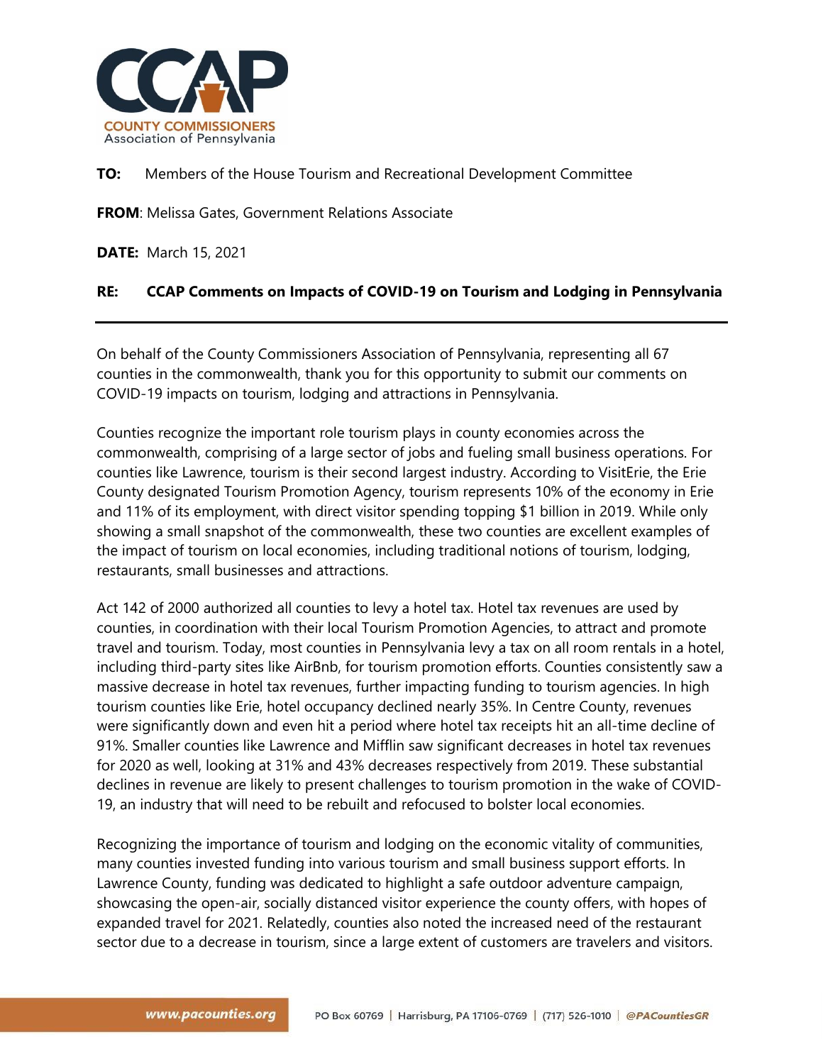**COUNTY COMMISSIONERS**
Association of Pennsylvania

**TO:** Members of the House Tourism and Recreational Development Committee

**FROM**: Melissa Gates, Government Relations Associate

**DATE:** March 15, 2021

**RE: CCAP Comments on Impacts of COVID-19 on Tourism and Lodging in Pennsylvania**

---

On behalf of the County Commissioners Association of Pennsylvania, representing all 67 counties in the commonwealth, thank you for this opportunity to submit our comments on COVID-19 impacts on tourism, lodging and attractions in Pennsylvania.

Counties recognize the important role tourism plays in county economies across the commonwealth, comprising of a large sector of jobs and fueling small business operations. For counties like Lawrence, tourism is their second largest industry. According to VisitErie, the Erie County designated Tourism Promotion Agency, tourism represents 10% of the economy in Erie and 11% of its employment, with direct visitor spending topping $1 billion in 2019. While only showing a small snapshot of the commonwealth, these two counties are excellent examples of the impact of tourism on local economies, including traditional notions of tourism, lodging, restaurants, small businesses and attractions.

Act 142 of 2000 authorized all counties to levy a hotel tax. Hotel tax revenues are used by counties, in coordination with their local Tourism Promotion Agencies, to attract and promote travel and tourism. Today, most counties in Pennsylvania levy a tax on all room rentals in a hotel, including third-party sites like AirBnb, for tourism promotion efforts. Counties consistently saw a massive decrease in hotel tax revenues, further impacting funding to tourism agencies. In high tourism counties like Erie, hotel occupancy declined nearly 35%. In Centre County, revenues were significantly down and even hit a period where hotel tax receipts hit an all-time decline of 91%. Smaller counties like Lawrence and Mifflin saw significant decreases in hotel tax revenues for 2020 as well, looking at 31% and 43% decreases respectively from 2019. These substantial declines in revenue are likely to present challenges to tourism promotion in the wake of COVID-19, an industry that will need to be rebuilt and refocused to bolster local economies.

Recognizing the importance of tourism and lodging on the economic vitality of communities, many counties invested funding into various tourism and small business support efforts. In Lawrence County, funding was dedicated to highlight a safe outdoor adventure campaign, showcasing the open-air, socially distanced visitor experience the county offers, with hopes of expanded travel for 2021. Relatedly, counties also noted the increased need of the restaurant sector due to a decrease in tourism, since a large extent of customers are travelers and visitors.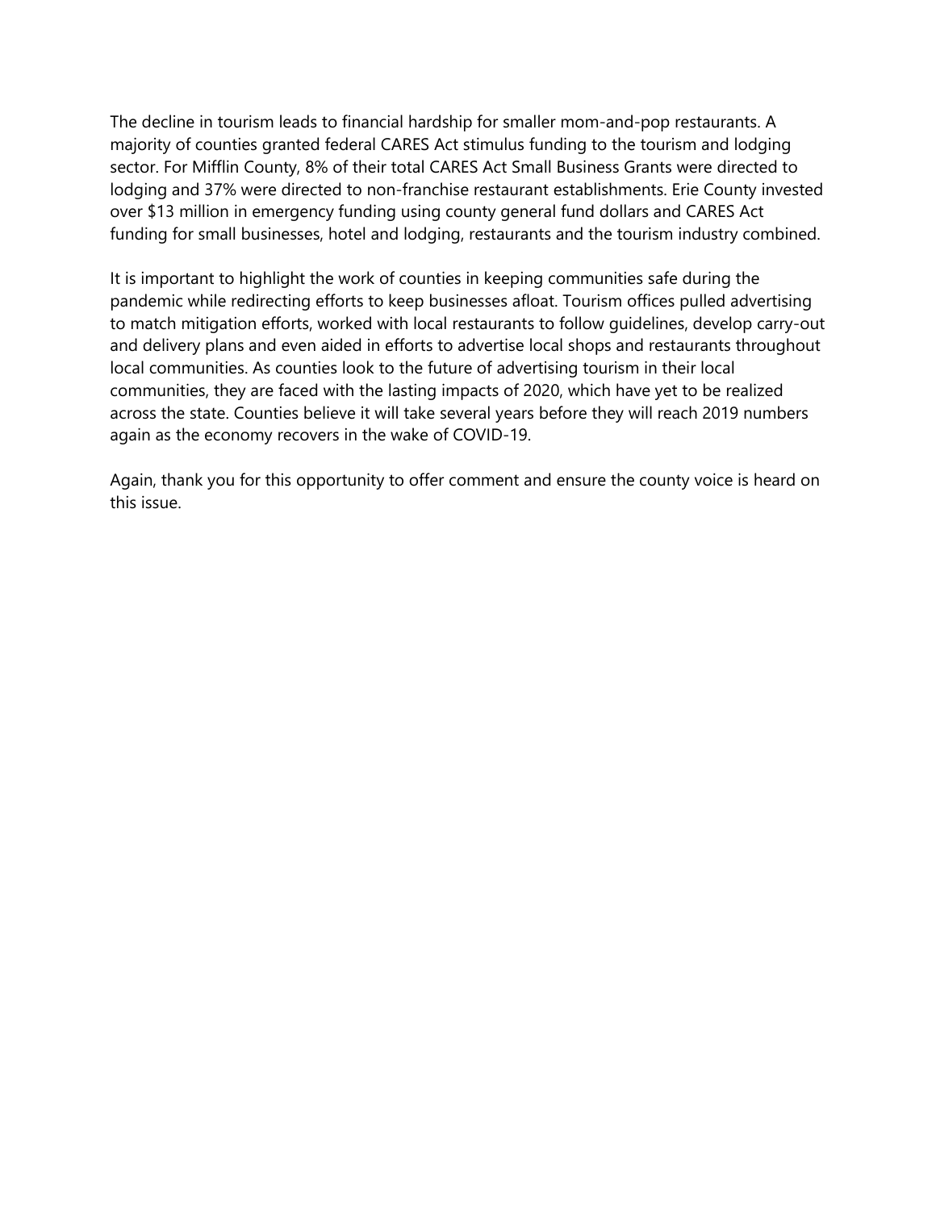The decline in tourism leads to financial hardship for smaller mom-and-pop restaurants. A majority of counties granted federal CARES Act stimulus funding to the tourism and lodging sector. For Mifflin County, 8% of their total CARES Act Small Business Grants were directed to lodging and 37% were directed to non-franchise restaurant establishments. Erie County invested over $13 million in emergency funding using county general fund dollars and CARES Act funding for small businesses, hotel and lodging, restaurants and the tourism industry combined.

It is important to highlight the work of counties in keeping communities safe during the pandemic while redirecting efforts to keep businesses afloat. Tourism offices pulled advertising to match mitigation efforts, worked with local restaurants to follow guidelines, develop carry-out and delivery plans and even aided in efforts to advertise local shops and restaurants throughout local communities. As counties look to the future of advertising tourism in their local communities, they are faced with the lasting impacts of 2020, which have yet to be realized across the state. Counties believe it will take several years before they will reach 2019 numbers again as the economy recovers in the wake of COVID-19.

Again, thank you for this opportunity to offer comment and ensure the county voice is heard on this issue.